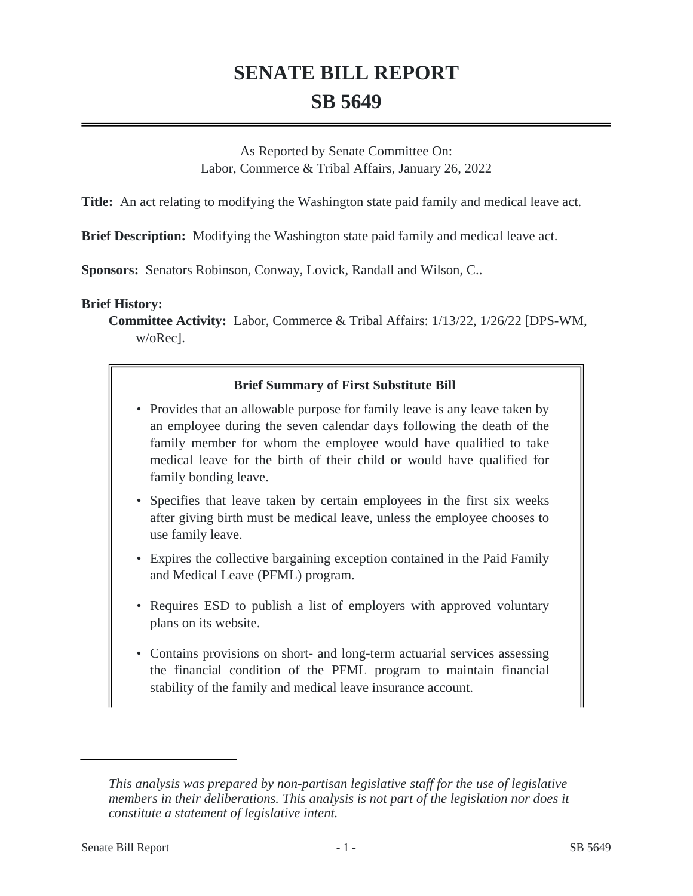# SENATE BILL REPORT

# SB 5649

As Reported by Senate Committee On:
Labor, Commerce & Tribal Affairs, January 26, 2022

**Title:** An act relating to modifying the Washington state paid family and medical leave act.

**Brief Description:** Modifying the Washington state paid family and medical leave act.

**Sponsors:** Senators Robinson, Conway, Lovick, Randall and Wilson, C..

**Brief History:**

**Committee Activity:** Labor, Commerce & Tribal Affairs: 1/13/22, 1/26/22 [DPS-WM, w/oRec].

**Brief Summary of First Substitute Bill**

- Provides that an allowable purpose for family leave is any leave taken by an employee during the seven calendar days following the death of the family member for whom the employee would have qualified to take medical leave for the birth of their child or would have qualified for family bonding leave.
- Specifies that leave taken by certain employees in the first six weeks after giving birth must be medical leave, unless the employee chooses to use family leave.
- Expires the collective bargaining exception contained in the Paid Family and Medical Leave (PFML) program.
- Requires ESD to publish a list of employers with approved voluntary plans on its website.
- Contains provisions on short- and long-term actuarial services assessing the financial condition of the PFML program to maintain financial stability of the family and medical leave insurance account.

---

*This analysis was prepared by non-partisan legislative staff for the use of legislative members in their deliberations. This analysis is not part of the legislation nor does it constitute a statement of legislative intent.*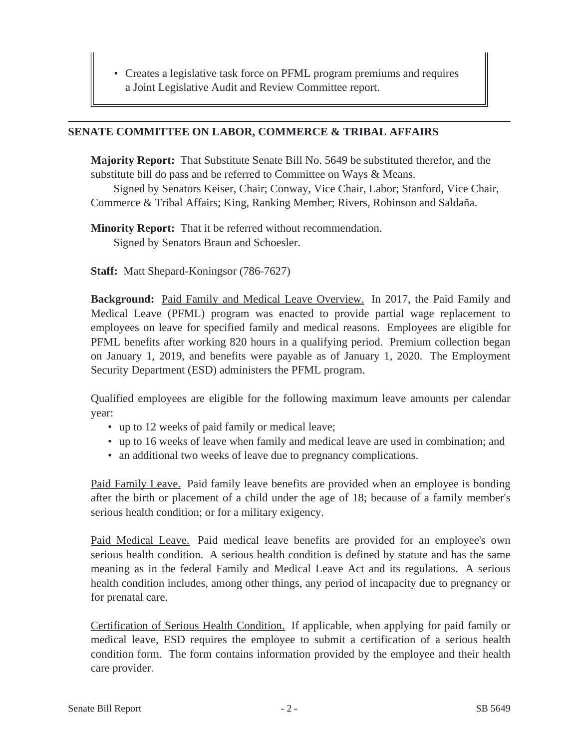- Creates a legislative task force on PFML program premiums and requires a Joint Legislative Audit and Review Committee report.

---

## SENATE COMMITTEE ON LABOR, COMMERCE & TRIBAL AFFAIRS

**Majority Report:** That Substitute Senate Bill No. 5649 be substituted therefor, and the substitute bill do pass and be referred to Committee on Ways & Means.

Signed by Senators Keiser, Chair; Conway, Vice Chair, Labor; Stanford, Vice Chair, Commerce & Tribal Affairs; King, Ranking Member; Rivers, Robinson and Saldaña.

**Minority Report:** That it be referred without recommendation.

Signed by Senators Braun and Schoesler.

**Staff:** Matt Shepard-Koningsor (786-7627)

**Background:** Paid Family and Medical Leave Overview. In 2017, the Paid Family and Medical Leave (PFML) program was enacted to provide partial wage replacement to employees on leave for specified family and medical reasons. Employees are eligible for PFML benefits after working 820 hours in a qualifying period. Premium collection began on January 1, 2019, and benefits were payable as of January 1, 2020. The Employment Security Department (ESD) administers the PFML program.

Qualified employees are eligible for the following maximum leave amounts per calendar year:

- up to 12 weeks of paid family or medical leave;
- up to 16 weeks of leave when family and medical leave are used in combination; and
- an additional two weeks of leave due to pregnancy complications.

Paid Family Leave. Paid family leave benefits are provided when an employee is bonding after the birth or placement of a child under the age of 18; because of a family member's serious health condition; or for a military exigency.

Paid Medical Leave. Paid medical leave benefits are provided for an employee's own serious health condition. A serious health condition is defined by statute and has the same meaning as in the federal Family and Medical Leave Act and its regulations. A serious health condition includes, among other things, any period of incapacity due to pregnancy or for prenatal care.

Certification of Serious Health Condition. If applicable, when applying for paid family or medical leave, ESD requires the employee to submit a certification of a serious health condition form. The form contains information provided by the employee and their health care provider.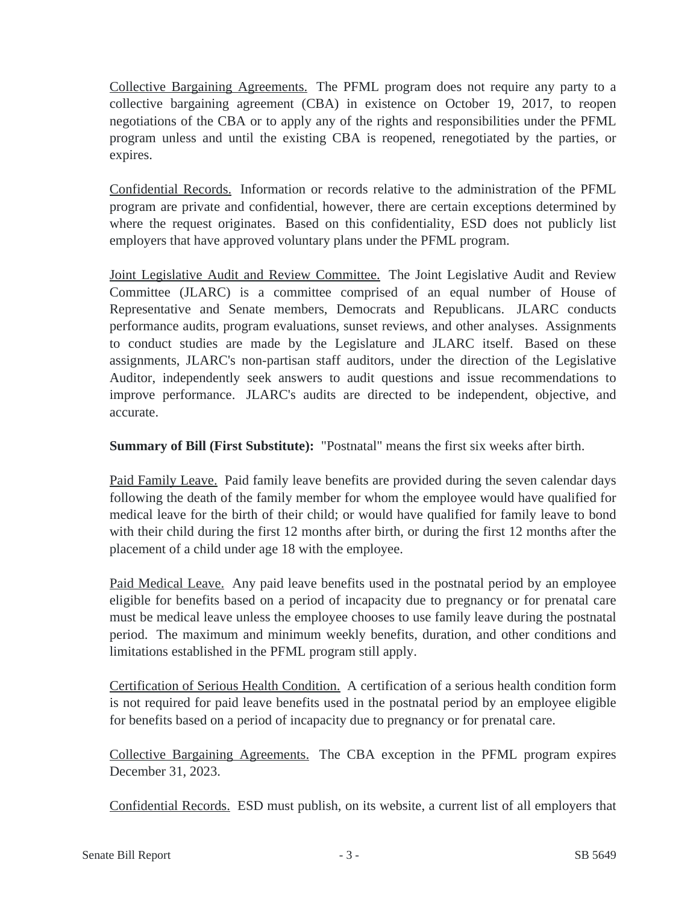Collective Bargaining Agreements. The PFML program does not require any party to a collective bargaining agreement (CBA) in existence on October 19, 2017, to reopen negotiations of the CBA or to apply any of the rights and responsibilities under the PFML program unless and until the existing CBA is reopened, renegotiated by the parties, or expires.

Confidential Records. Information or records relative to the administration of the PFML program are private and confidential, however, there are certain exceptions determined by where the request originates. Based on this confidentiality, ESD does not publicly list employers that have approved voluntary plans under the PFML program.

Joint Legislative Audit and Review Committee. The Joint Legislative Audit and Review Committee (JLARC) is a committee comprised of an equal number of House of Representative and Senate members, Democrats and Republicans. JLARC conducts performance audits, program evaluations, sunset reviews, and other analyses. Assignments to conduct studies are made by the Legislature and JLARC itself. Based on these assignments, JLARC's non-partisan staff auditors, under the direction of the Legislative Auditor, independently seek answers to audit questions and issue recommendations to improve performance. JLARC's audits are directed to be independent, objective, and accurate.

**Summary of Bill (First Substitute):** "Postnatal" means the first six weeks after birth.

Paid Family Leave. Paid family leave benefits are provided during the seven calendar days following the death of the family member for whom the employee would have qualified for medical leave for the birth of their child; or would have qualified for family leave to bond with their child during the first 12 months after birth, or during the first 12 months after the placement of a child under age 18 with the employee.

Paid Medical Leave. Any paid leave benefits used in the postnatal period by an employee eligible for benefits based on a period of incapacity due to pregnancy or for prenatal care must be medical leave unless the employee chooses to use family leave during the postnatal period. The maximum and minimum weekly benefits, duration, and other conditions and limitations established in the PFML program still apply.

Certification of Serious Health Condition. A certification of a serious health condition form is not required for paid leave benefits used in the postnatal period by an employee eligible for benefits based on a period of incapacity due to pregnancy or for prenatal care.

Collective Bargaining Agreements. The CBA exception in the PFML program expires December 31, 2023.

Confidential Records. ESD must publish, on its website, a current list of all employers that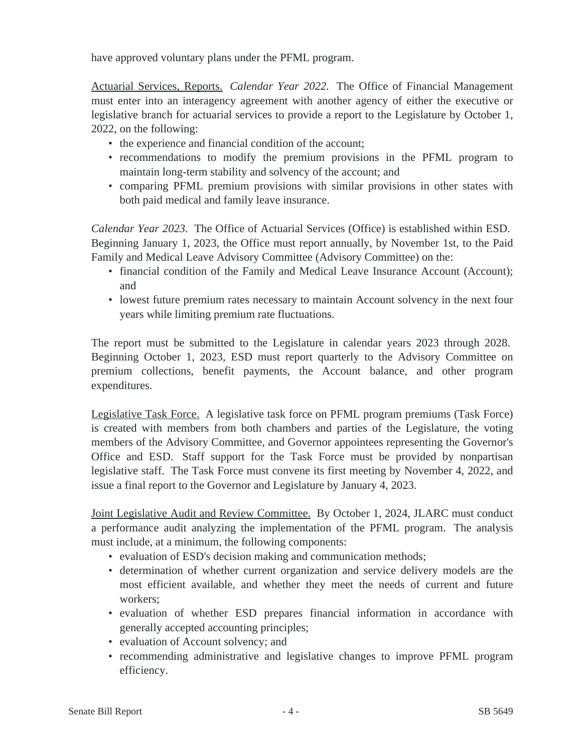have approved voluntary plans under the PFML program.

Actuarial Services, Reports. *Calendar Year 2022.* The Office of Financial Management must enter into an interagency agreement with another agency of either the executive or legislative branch for actuarial services to provide a report to the Legislature by October 1, 2022, on the following:

- the experience and financial condition of the account;
- recommendations to modify the premium provisions in the PFML program to maintain long-term stability and solvency of the account; and
- comparing PFML premium provisions with similar provisions in other states with both paid medical and family leave insurance.

*Calendar Year 2023.* The Office of Actuarial Services (Office) is established within ESD. Beginning January 1, 2023, the Office must report annually, by November 1st, to the Paid Family and Medical Leave Advisory Committee (Advisory Committee) on the:

- financial condition of the Family and Medical Leave Insurance Account (Account); and
- lowest future premium rates necessary to maintain Account solvency in the next four years while limiting premium rate fluctuations.

The report must be submitted to the Legislature in calendar years 2023 through 2028. Beginning October 1, 2023, ESD must report quarterly to the Advisory Committee on premium collections, benefit payments, the Account balance, and other program expenditures.

Legislative Task Force. A legislative task force on PFML program premiums (Task Force) is created with members from both chambers and parties of the Legislature, the voting members of the Advisory Committee, and Governor appointees representing the Governor's Office and ESD. Staff support for the Task Force must be provided by nonpartisan legislative staff. The Task Force must convene its first meeting by November 4, 2022, and issue a final report to the Governor and Legislature by January 4, 2023.

Joint Legislative Audit and Review Committee. By October 1, 2024, JLARC must conduct a performance audit analyzing the implementation of the PFML program. The analysis must include, at a minimum, the following components:

- evaluation of ESD's decision making and communication methods;
- determination of whether current organization and service delivery models are the most efficient available, and whether they meet the needs of current and future workers;
- evaluation of whether ESD prepares financial information in accordance with generally accepted accounting principles;
- evaluation of Account solvency; and
- recommending administrative and legislative changes to improve PFML program efficiency.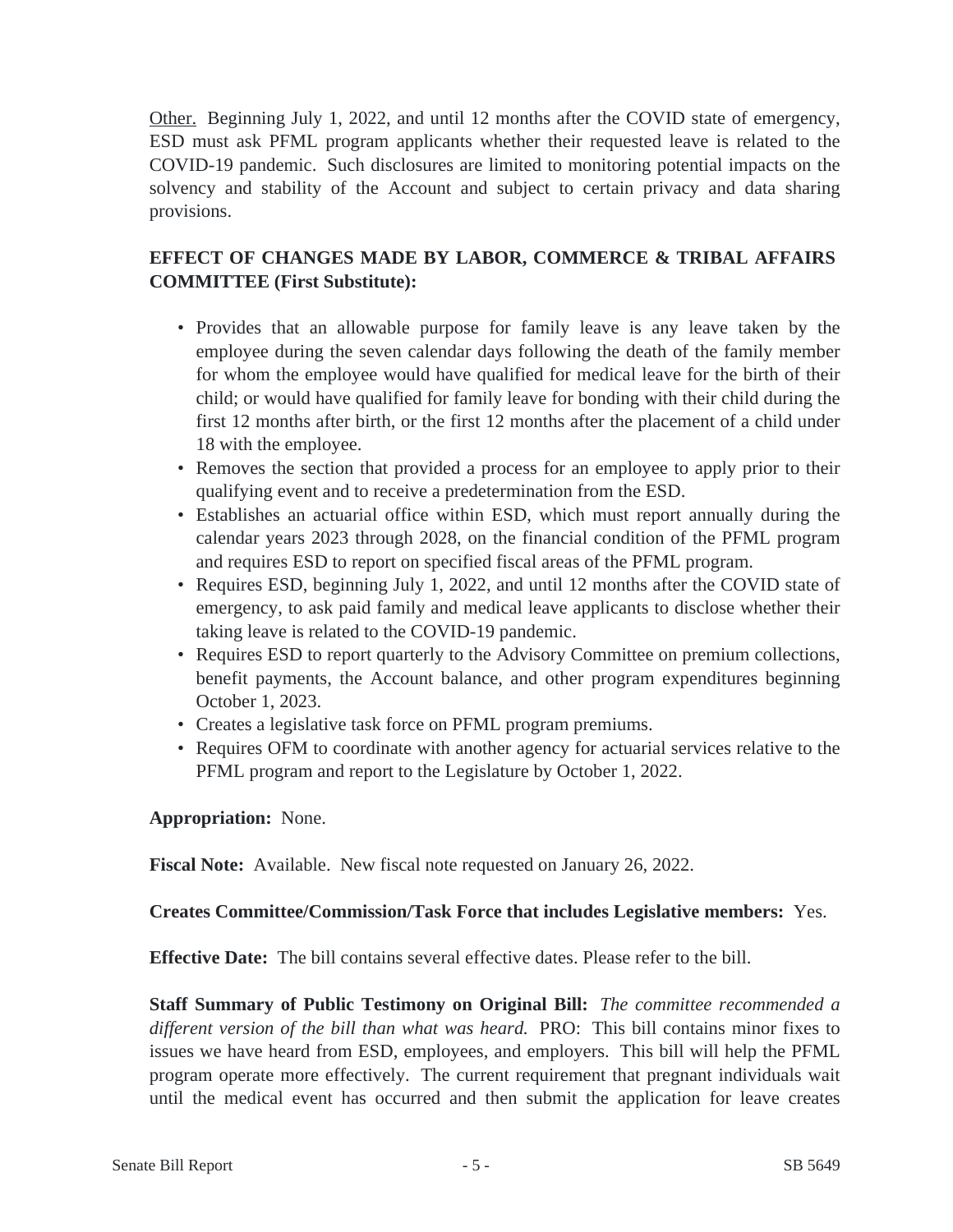<u>Other.</u> Beginning July 1, 2022, and until 12 months after the COVID state of emergency, ESD must ask PFML program applicants whether their requested leave is related to the COVID-19 pandemic. Such disclosures are limited to monitoring potential impacts on the solvency and stability of the Account and subject to certain privacy and data sharing provisions.

**EFFECT OF CHANGES MADE BY LABOR, COMMERCE & TRIBAL AFFAIRS COMMITTEE (First Substitute):**

- Provides that an allowable purpose for family leave is any leave taken by the employee during the seven calendar days following the death of the family member for whom the employee would have qualified for medical leave for the birth of their child; or would have qualified for family leave for bonding with their child during the first 12 months after birth, or the first 12 months after the placement of a child under 18 with the employee.
- Removes the section that provided a process for an employee to apply prior to their qualifying event and to receive a predetermination from the ESD.
- Establishes an actuarial office within ESD, which must report annually during the calendar years 2023 through 2028, on the financial condition of the PFML program and requires ESD to report on specified fiscal areas of the PFML program.
- Requires ESD, beginning July 1, 2022, and until 12 months after the COVID state of emergency, to ask paid family and medical leave applicants to disclose whether their taking leave is related to the COVID-19 pandemic.
- Requires ESD to report quarterly to the Advisory Committee on premium collections, benefit payments, the Account balance, and other program expenditures beginning October 1, 2023.
- Creates a legislative task force on PFML program premiums.
- Requires OFM to coordinate with another agency for actuarial services relative to the PFML program and report to the Legislature by October 1, 2022.

**Appropriation:** None.

**Fiscal Note:** Available. New fiscal note requested on January 26, 2022.

**Creates Committee/Commission/Task Force that includes Legislative members:** Yes.

**Effective Date:** The bill contains several effective dates. Please refer to the bill.

**Staff Summary of Public Testimony on Original Bill:** *The committee recommended a different version of the bill than what was heard.* PRO: This bill contains minor fixes to issues we have heard from ESD, employees, and employers. This bill will help the PFML program operate more effectively. The current requirement that pregnant individuals wait until the medical event has occurred and then submit the application for leave creates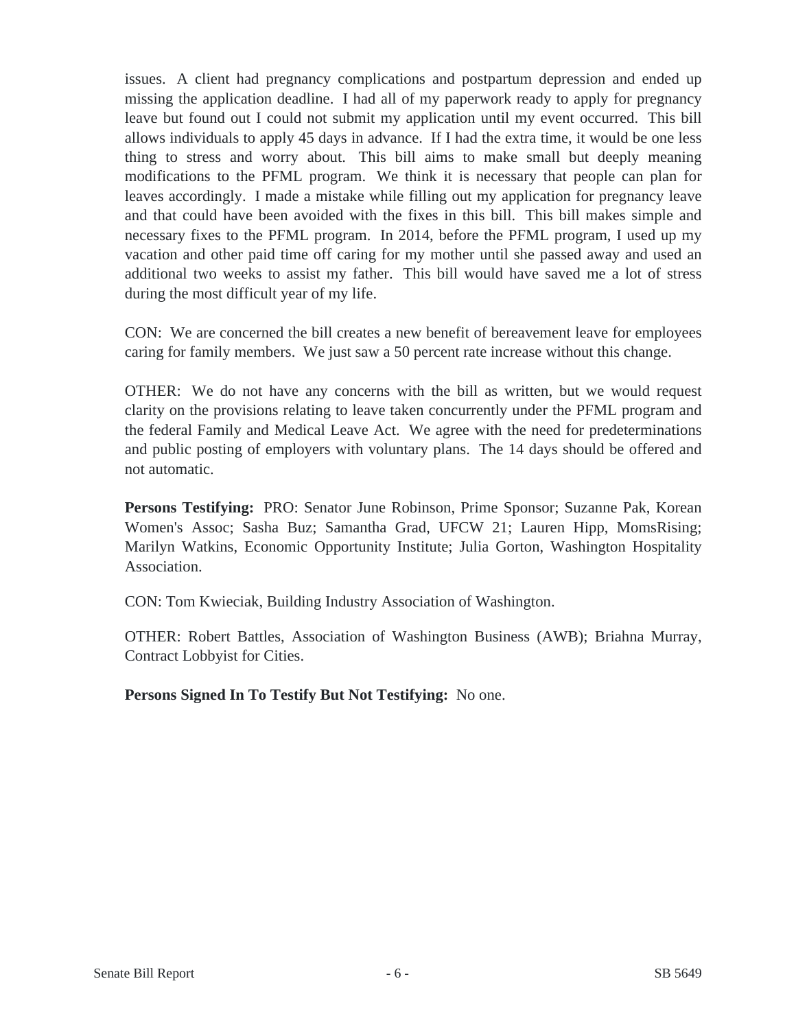issues. A client had pregnancy complications and postpartum depression and ended up missing the application deadline. I had all of my paperwork ready to apply for pregnancy leave but found out I could not submit my application until my event occurred. This bill allows individuals to apply 45 days in advance. If I had the extra time, it would be one less thing to stress and worry about. This bill aims to make small but deeply meaning modifications to the PFML program. We think it is necessary that people can plan for leaves accordingly. I made a mistake while filling out my application for pregnancy leave and that could have been avoided with the fixes in this bill. This bill makes simple and necessary fixes to the PFML program. In 2014, before the PFML program, I used up my vacation and other paid time off caring for my mother until she passed away and used an additional two weeks to assist my father. This bill would have saved me a lot of stress during the most difficult year of my life.

CON: We are concerned the bill creates a new benefit of bereavement leave for employees caring for family members. We just saw a 50 percent rate increase without this change.

OTHER: We do not have any concerns with the bill as written, but we would request clarity on the provisions relating to leave taken concurrently under the PFML program and the federal Family and Medical Leave Act. We agree with the need for predeterminations and public posting of employers with voluntary plans. The 14 days should be offered and not automatic.

**Persons Testifying:** PRO: Senator June Robinson, Prime Sponsor; Suzanne Pak, Korean Women's Assoc; Sasha Buz; Samantha Grad, UFCW 21; Lauren Hipp, MomsRising; Marilyn Watkins, Economic Opportunity Institute; Julia Gorton, Washington Hospitality Association.

CON: Tom Kwieciak, Building Industry Association of Washington.

OTHER: Robert Battles, Association of Washington Business (AWB); Briahna Murray, Contract Lobbyist for Cities.

**Persons Signed In To Testify But Not Testifying:** No one.